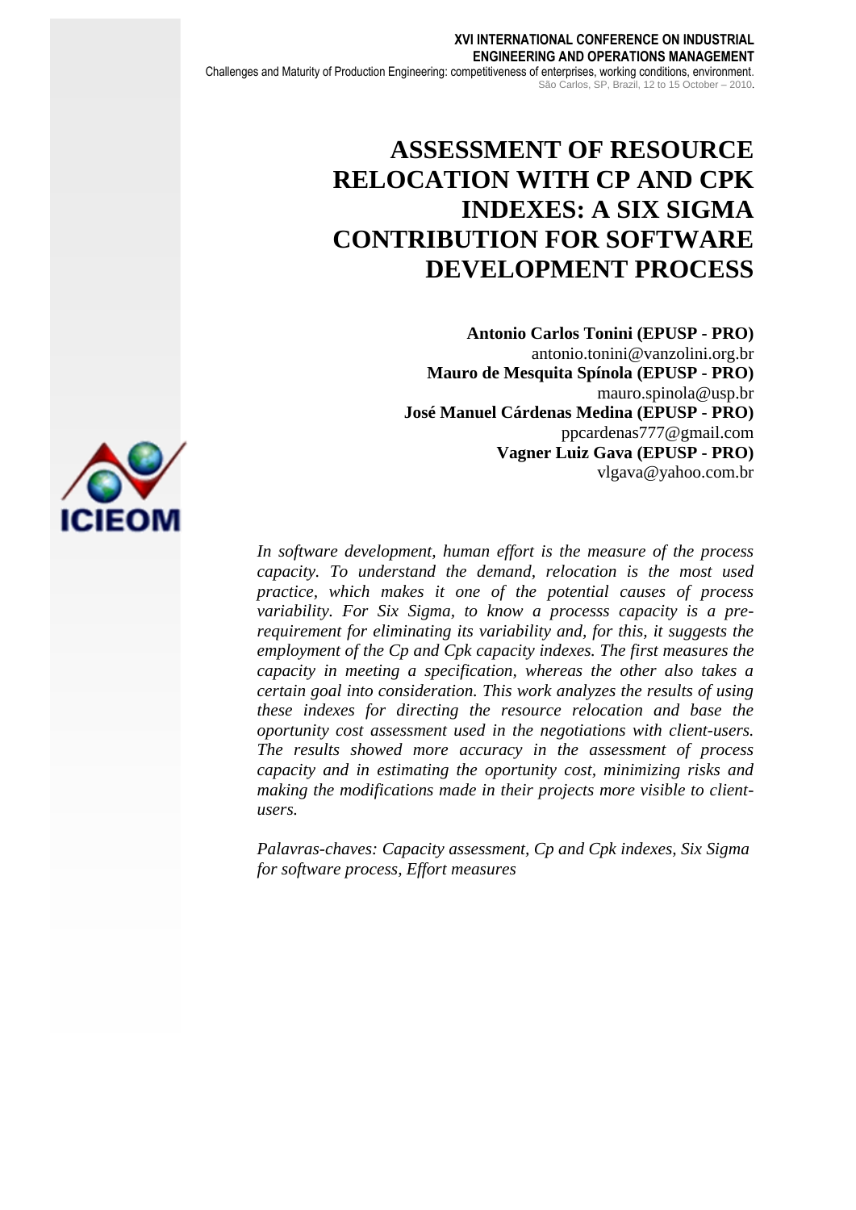# ASSESSMENT OF RESOURCE RELOCATION WITH CP AND CPK INDEXES: A SIX SIGMA CONTRIBUTION FOR SOFTWARE DEVELOPMENT PROCESS

**Antonio Carlos Tonini (EPUSP - PRO)**
antonio.tonini@vanzolini.org.br
**Mauro de Mesquita Spínola (EPUSP - PRO)**
mauro.spinola@usp.br
**José Manuel Cárdenas Medina (EPUSP - PRO)**
ppcardenas777@gmail.com
**Vagner Luiz Gava (EPUSP - PRO)**
vlgava@yahoo.com.br

*In software development, human effort is the measure of the process capacity. To understand the demand, relocation is the most used practice, which makes it one of the potential causes of process variability. For Six Sigma, to know a processs capacity is a pre-requirement for eliminating its variability and, for this, it suggests the employment of the Cp and Cpk capacity indexes. The first measures the capacity in meeting a specification, whereas the other also takes a certain goal into consideration. This work analyzes the results of using these indexes for directing the resource relocation and base the oportunity cost assessment used in the negotiations with client-users. The results showed more accuracy in the assessment of process capacity and in estimating the oportunity cost, minimizing risks and making the modifications made in their projects more visible to client-users.*

*Palavras-chaves: Capacity assessment, Cp and Cpk indexes, Six Sigma for software process, Effort measures*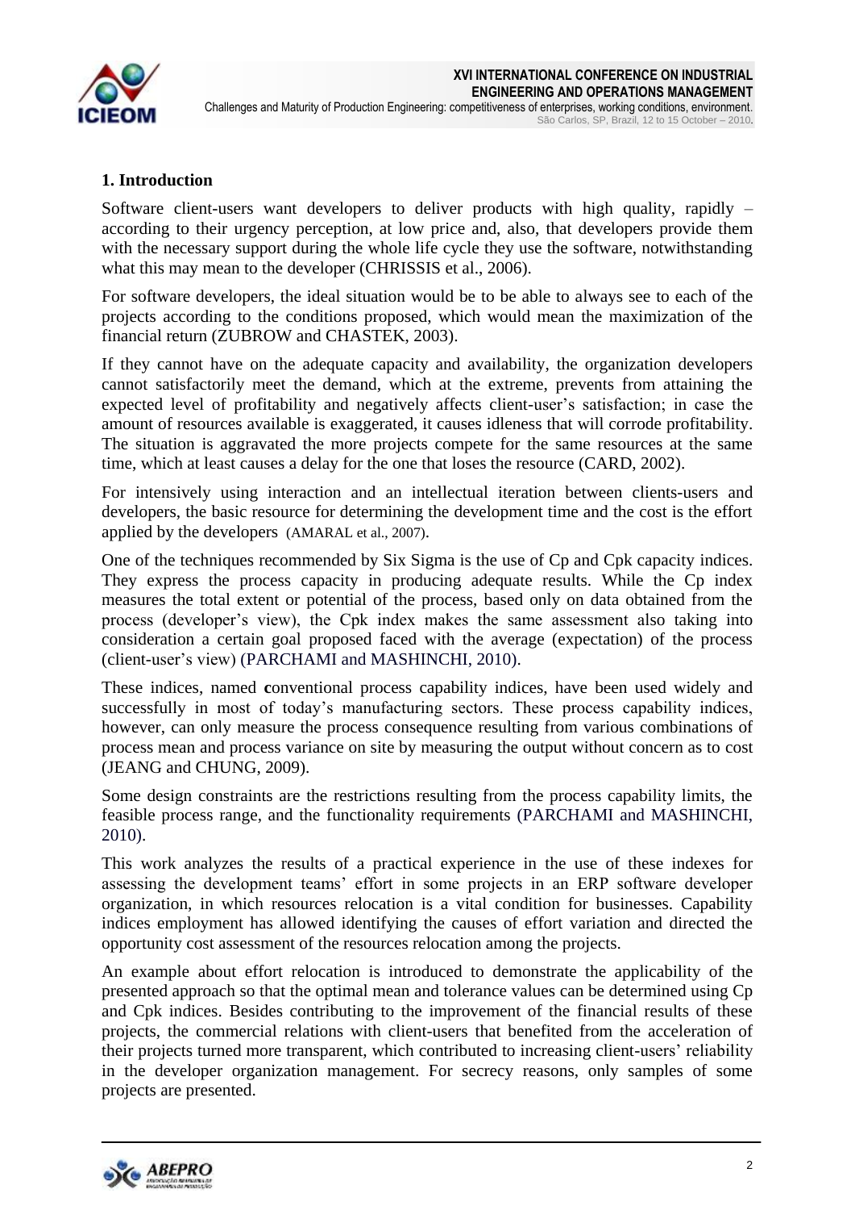## 1. Introduction

Software client-users want developers to deliver products with high quality, rapidly – according to their urgency perception, at low price and, also, that developers provide them with the necessary support during the whole life cycle they use the software, notwithstanding what this may mean to the developer (CHRISSIS et al., 2006).

For software developers, the ideal situation would be to be able to always see to each of the projects according to the conditions proposed, which would mean the maximization of the financial return (ZUBROW and CHASTEK, 2003).

If they cannot have on the adequate capacity and availability, the organization developers cannot satisfactorily meet the demand, which at the extreme, prevents from attaining the expected level of profitability and negatively affects client-user's satisfaction; in case the amount of resources available is exaggerated, it causes idleness that will corrode profitability. The situation is aggravated the more projects compete for the same resources at the same time, which at least causes a delay for the one that loses the resource (CARD, 2002).

For intensively using interaction and an intellectual iteration between clients-users and developers, the basic resource for determining the development time and the cost is the effort applied by the developers (AMARAL et al., 2007).

One of the techniques recommended by Six Sigma is the use of Cp and Cpk capacity indices. They express the process capacity in producing adequate results. While the Cp index measures the total extent or potential of the process, based only on data obtained from the process (developer's view), the Cpk index makes the same assessment also taking into consideration a certain goal proposed faced with the average (expectation) of the process (client-user's view) (PARCHAMI and MASHINCHI, 2010).

These indices, named **c**onventional process capability indices, have been used widely and successfully in most of today's manufacturing sectors. These process capability indices, however, can only measure the process consequence resulting from various combinations of process mean and process variance on site by measuring the output without concern as to cost (JEANG and CHUNG, 2009).

Some design constraints are the restrictions resulting from the process capability limits, the feasible process range, and the functionality requirements (PARCHAMI and MASHINCHI, 2010).

This work analyzes the results of a practical experience in the use of these indexes for assessing the development teams' effort in some projects in an ERP software developer organization, in which resources relocation is a vital condition for businesses. Capability indices employment has allowed identifying the causes of effort variation and directed the opportunity cost assessment of the resources relocation among the projects.

An example about effort relocation is introduced to demonstrate the applicability of the presented approach so that the optimal mean and tolerance values can be determined using Cp and Cpk indices. Besides contributing to the improvement of the financial results of these projects, the commercial relations with client-users that benefited from the acceleration of their projects turned more transparent, which contributed to increasing client-users' reliability in the developer organization management. For secrecy reasons, only samples of some projects are presented.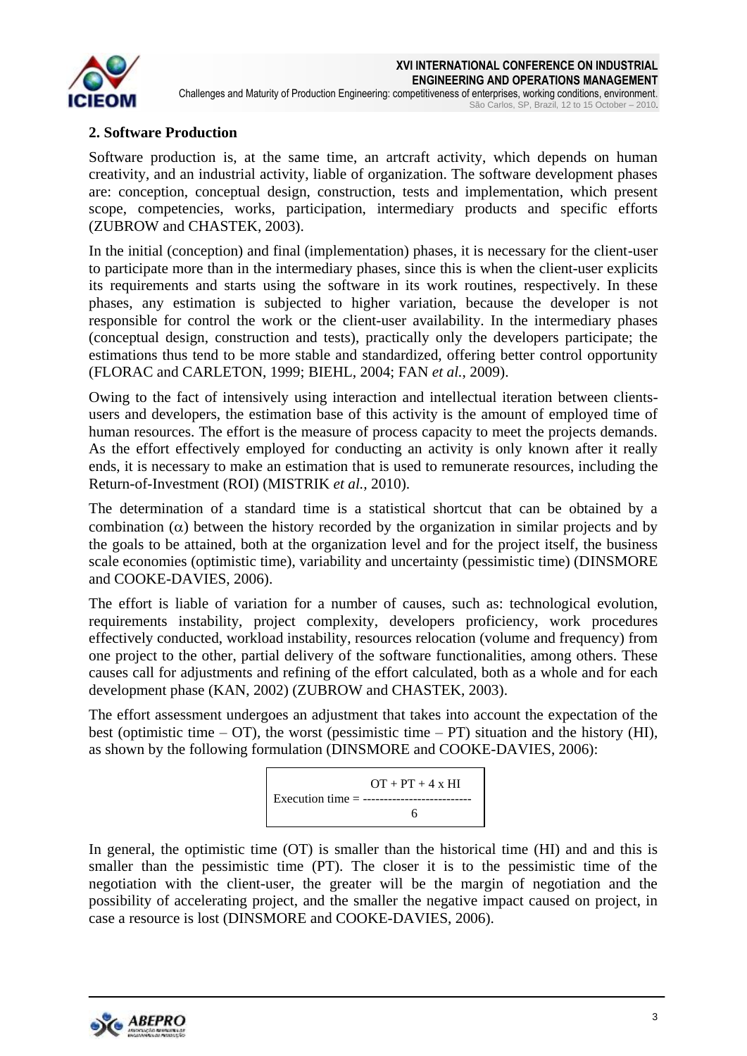## 2. Software Production

Software production is, at the same time, an artcraft activity, which depends on human creativity, and an industrial activity, liable of organization. The software development phases are: conception, conceptual design, construction, tests and implementation, which present scope, competencies, works, participation, intermediary products and specific efforts (ZUBROW and CHASTEK, 2003).

In the initial (conception) and final (implementation) phases, it is necessary for the client-user to participate more than in the intermediary phases, since this is when the client-user explicits its requirements and starts using the software in its work routines, respectively. In these phases, any estimation is subjected to higher variation, because the developer is not responsible for control the work or the client-user availability. In the intermediary phases (conceptual design, construction and tests), practically only the developers participate; the estimations thus tend to be more stable and standardized, offering better control opportunity (FLORAC and CARLETON, 1999; BIEHL, 2004; FAN *et al.*, 2009).

Owing to the fact of intensively using interaction and intellectual iteration between clients-users and developers, the estimation base of this activity is the amount of employed time of human resources. The effort is the measure of process capacity to meet the projects demands. As the effort effectively employed for conducting an activity is only known after it really ends, it is necessary to make an estimation that is used to remunerate resources, including the Return-of-Investment (ROI) (MISTRIK *et al.*, 2010).

The determination of a standard time is a statistical shortcut that can be obtained by a combination ($\alpha$) between the history recorded by the organization in similar projects and by the goals to be attained, both at the organization level and for the project itself, the business scale economies (optimistic time), variability and uncertainty (pessimistic time) (DINSMORE and COOKE-DAVIES, 2006).

The effort is liable of variation for a number of causes, such as: technological evolution, requirements instability, project complexity, developers proficiency, work procedures effectively conducted, workload instability, resources relocation (volume and frequency) from one project to the other, partial delivery of the software functionalities, among others. These causes call for adjustments and refining of the effort calculated, both as a whole and for each development phase (KAN, 2002) (ZUBROW and CHASTEK, 2003).

The effort assessment undergoes an adjustment that takes into account the expectation of the best (optimistic time – OT), the worst (pessimistic time – PT) situation and the history (HI), as shown by the following formulation (DINSMORE and COOKE-DAVIES, 2006):

$$\text{Execution time} = \frac{OT + PT + 4 \times HI}{6}$$

In general, the optimistic time (OT) is smaller than the historical time (HI) and and this is smaller than the pessimistic time (PT). The closer it is to the pessimistic time of the negotiation with the client-user, the greater will be the margin of negotiation and the possibility of accelerating project, and the smaller the negative impact caused on project, in case a resource is lost (DINSMORE and COOKE-DAVIES, 2006).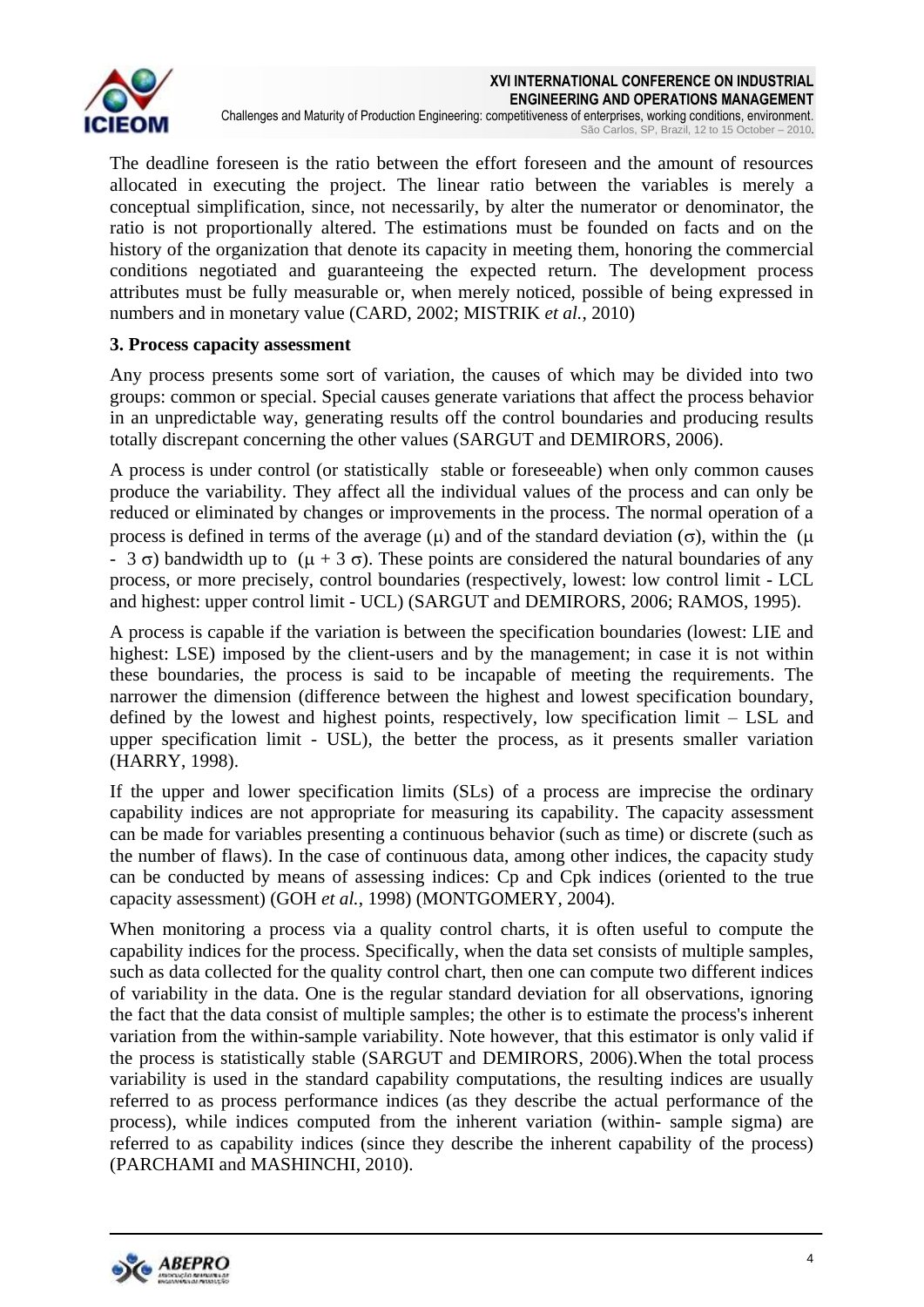The deadline foreseen is the ratio between the effort foreseen and the amount of resources allocated in executing the project. The linear ratio between the variables is merely a conceptual simplification, since, not necessarily, by alter the numerator or denominator, the ratio is not proportionally altered. The estimations must be founded on facts and on the history of the organization that denote its capacity in meeting them, honoring the commercial conditions negotiated and guaranteeing the expected return. The development process attributes must be fully measurable or, when merely noticed, possible of being expressed in numbers and in monetary value (CARD, 2002; MISTRIK *et al.*, 2010)

## 3. Process capacity assessment

Any process presents some sort of variation, the causes of which may be divided into two groups: common or special. Special causes generate variations that affect the process behavior in an unpredictable way, generating results off the control boundaries and producing results totally discrepant concerning the other values (SARGUT and DEMIRORS, 2006).

A process is under control (or statistically stable or foreseeable) when only common causes produce the variability. They affect all the individual values of the process and can only be reduced or eliminated by changes or improvements in the process. The normal operation of a process is defined in terms of the average ($\mu$) and of the standard deviation ($\sigma$), within the ($\mu - 3\,\sigma$) bandwidth up to ($\mu + 3\,\sigma$). These points are considered the natural boundaries of any process, or more precisely, control boundaries (respectively, lowest: low control limit - LCL and highest: upper control limit - UCL) (SARGUT and DEMIRORS, 2006; RAMOS, 1995).

A process is capable if the variation is between the specification boundaries (lowest: LIE and highest: LSE) imposed by the client-users and by the management; in case it is not within these boundaries, the process is said to be incapable of meeting the requirements. The narrower the dimension (difference between the highest and lowest specification boundary, defined by the lowest and highest points, respectively, low specification limit – LSL and upper specification limit - USL), the better the process, as it presents smaller variation (HARRY, 1998).

If the upper and lower specification limits (SLs) of a process are imprecise the ordinary capability indices are not appropriate for measuring its capability. The capacity assessment can be made for variables presenting a continuous behavior (such as time) or discrete (such as the number of flaws). In the case of continuous data, among other indices, the capacity study can be conducted by means of assessing indices: Cp and Cpk indices (oriented to the true capacity assessment) (GOH *et al.*, 1998) (MONTGOMERY, 2004).

When monitoring a process via a quality control charts, it is often useful to compute the capability indices for the process. Specifically, when the data set consists of multiple samples, such as data collected for the quality control chart, then one can compute two different indices of variability in the data. One is the regular standard deviation for all observations, ignoring the fact that the data consist of multiple samples; the other is to estimate the process's inherent variation from the within-sample variability. Note however, that this estimator is only valid if the process is statistically stable (SARGUT and DEMIRORS, 2006).When the total process variability is used in the standard capability computations, the resulting indices are usually referred to as process performance indices (as they describe the actual performance of the process), while indices computed from the inherent variation (within- sample sigma) are referred to as capability indices (since they describe the inherent capability of the process) (PARCHAMI and MASHINCHI, 2010).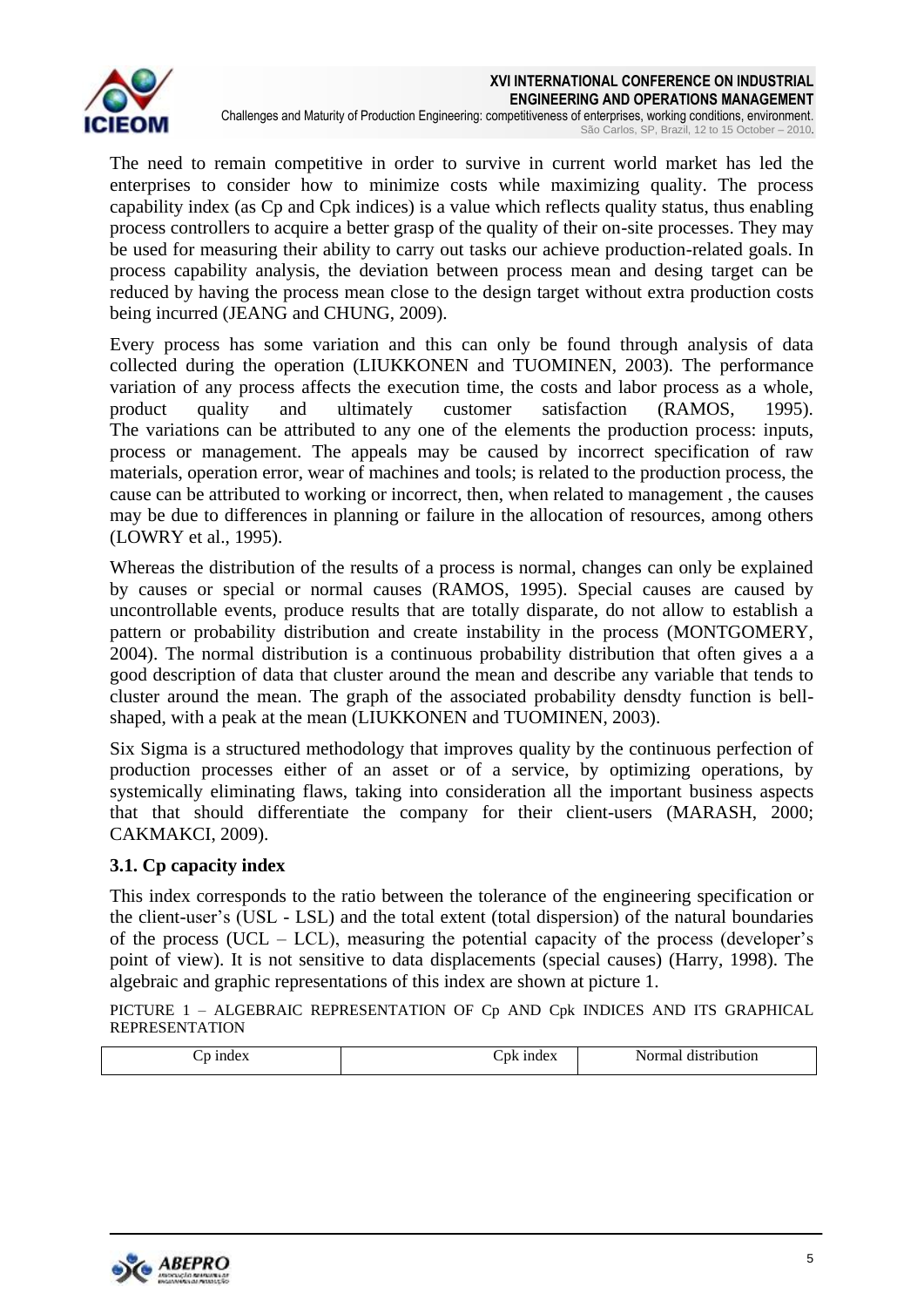The need to remain competitive in order to survive in current world market has led the enterprises to consider how to minimize costs while maximizing quality. The process capability index (as Cp and Cpk indices) is a value which reflects quality status, thus enabling process controllers to acquire a better grasp of the quality of their on-site processes. They may be used for measuring their ability to carry out tasks our achieve production-related goals. In process capability analysis, the deviation between process mean and desing target can be reduced by having the process mean close to the design target without extra production costs being incurred (JEANG and CHUNG, 2009).

Every process has some variation and this can only be found through analysis of data collected during the operation (LIUKKONEN and TUOMINEN, 2003). The performance variation of any process affects the execution time, the costs and labor process as a whole, product quality and ultimately customer satisfaction (RAMOS, 1995). The variations can be attributed to any one of the elements the production process: inputs, process or management. The appeals may be caused by incorrect specification of raw materials, operation error, wear of machines and tools; is related to the production process, the cause can be attributed to working or incorrect, then, when related to management , the causes may be due to differences in planning or failure in the allocation of resources, among others (LOWRY et al., 1995).

Whereas the distribution of the results of a process is normal, changes can only be explained by causes or special or normal causes (RAMOS, 1995). Special causes are caused by uncontrollable events, produce results that are totally disparate, do not allow to establish a pattern or probability distribution and create instability in the process (MONTGOMERY, 2004). The normal distribution is a continuous probability distribution that often gives a a good description of data that cluster around the mean and describe any variable that tends to cluster around the mean. The graph of the associated probability densdty function is bell-shaped, with a peak at the mean (LIUKKONEN and TUOMINEN, 2003).

Six Sigma is a structured methodology that improves quality by the continuous perfection of production processes either of an asset or of a service, by optimizing operations, by systemically eliminating flaws, taking into consideration all the important business aspects that that should differentiate the company for their client-users (MARASH, 2000; CAKMAKCI, 2009).

### 3.1. Cp capacity index

This index corresponds to the ratio between the tolerance of the engineering specification or the client-user's (USL - LSL) and the total extent (total dispersion) of the natural boundaries of the process (UCL – LCL), measuring the potential capacity of the process (developer's point of view). It is not sensitive to data displacements (special causes) (Harry, 1998). The algebraic and graphic representations of this index are shown at picture 1.

PICTURE 1 – ALGEBRAIC REPRESENTATION OF Cp AND Cpk INDICES AND ITS GRAPHICAL REPRESENTATION

| Cp index | Cpk index | Normal distribution |
| --- | --- | --- |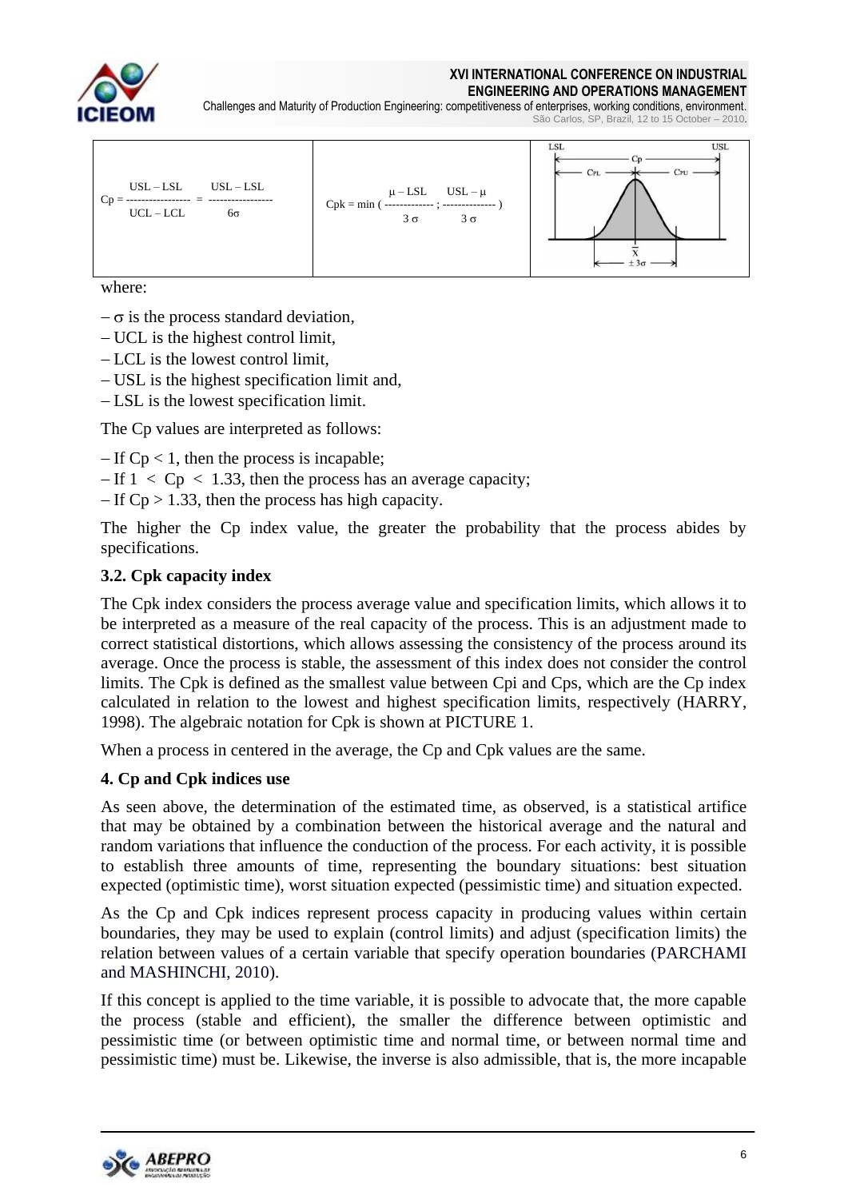| $$Cp = \frac{USL - LSL}{UCL - LCL} = \frac{USL - LSL}{6\sigma}$$ | $$Cpk = \min\left(\frac{\mu - LSL}{3\sigma} ; \frac{USL - \mu}{3\sigma}\right)$$ | |
|---|---|---|

where:

– σ is the process standard deviation,
– UCL is the highest control limit,
– LCL is the lowest control limit,
– USL is the highest specification limit and,
– LSL is the lowest specification limit.

The Cp values are interpreted as follows:

– If $Cp < 1$, then the process is incapable;
– If $1 < Cp < 1.33$, then the process has an average capacity;
– If $Cp > 1.33$, then the process has high capacity.

The higher the Cp index value, the greater the probability that the process abides by specifications.

### 3.2. Cpk capacity index

The Cpk index considers the process average value and specification limits, which allows it to be interpreted as a measure of the real capacity of the process. This is an adjustment made to correct statistical distortions, which allows assessing the consistency of the process around its average. Once the process is stable, the assessment of this index does not consider the control limits. The Cpk is defined as the smallest value between Cpi and Cps, which are the Cp index calculated in relation to the lowest and highest specification limits, respectively (HARRY, 1998). The algebraic notation for Cpk is shown at PICTURE 1.

When a process in centered in the average, the Cp and Cpk values are the same.

## 4. Cp and Cpk indices use

As seen above, the determination of the estimated time, as observed, is a statistical artifice that may be obtained by a combination between the historical average and the natural and random variations that influence the conduction of the process. For each activity, it is possible to establish three amounts of time, representing the boundary situations: best situation expected (optimistic time), worst situation expected (pessimistic time) and situation expected.

As the Cp and Cpk indices represent process capacity in producing values within certain boundaries, they may be used to explain (control limits) and adjust (specification limits) the relation between values of a certain variable that specify operation boundaries (PARCHAMI and MASHINCHI, 2010).

If this concept is applied to the time variable, it is possible to advocate that, the more capable the process (stable and efficient), the smaller the difference between optimistic and pessimistic time (or between optimistic time and normal time, or between normal time and pessimistic time) must be. Likewise, the inverse is also admissible, that is, the more incapable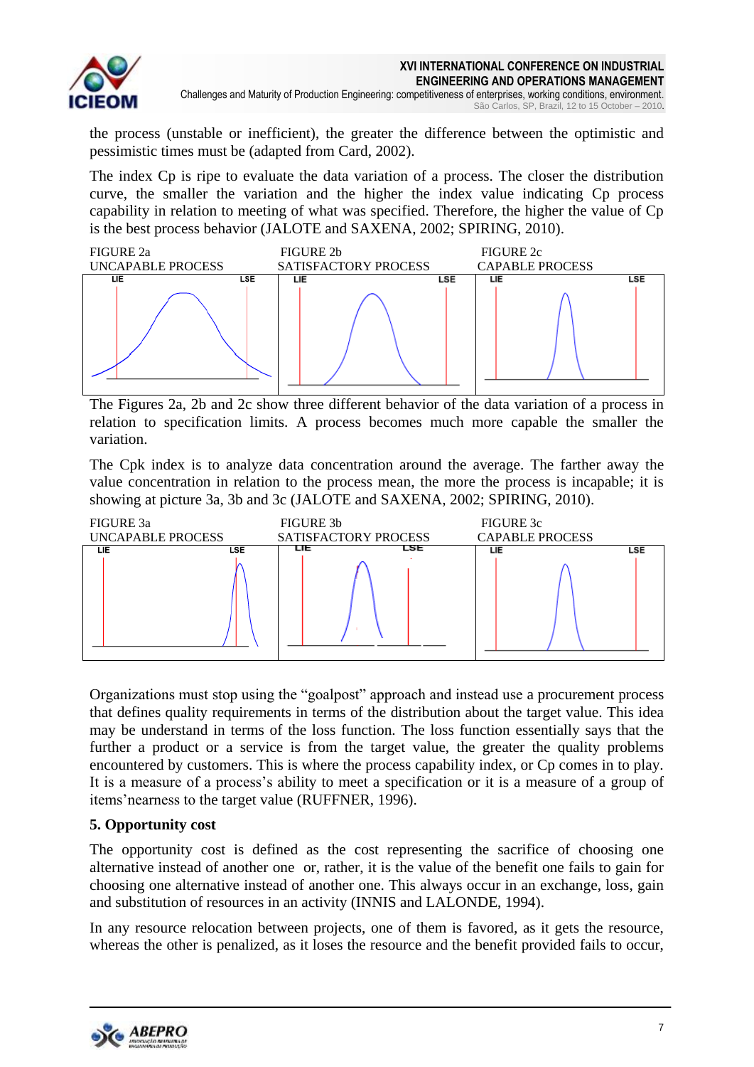the process (unstable or inefficient), the greater the difference between the optimistic and pessimistic times must be (adapted from Card, 2002).

The index Cp is ripe to evaluate the data variation of a process. The closer the distribution curve, the smaller the variation and the higher the index value indicating Cp process capability in relation to meeting of what was specified. Therefore, the higher the value of Cp is the best process behavior (JALOTE and SAXENA, 2002; SPIRING, 2010).

FIGURE 2a
UNCAPABLE PROCESS

FIGURE 2b
SATISFACTORY PROCESS

FIGURE 2c
CAPABLE PROCESS

The Figures 2a, 2b and 2c show three different behavior of the data variation of a process in relation to specification limits. A process becomes much more capable the smaller the variation.

The Cpk index is to analyze data concentration around the average. The farther away the value concentration in relation to the process mean, the more the process is incapable; it is showing at picture 3a, 3b and 3c (JALOTE and SAXENA, 2002; SPIRING, 2010).

FIGURE 3a
UNCAPABLE PROCESS

FIGURE 3b
SATISFACTORY PROCESS

FIGURE 3c
CAPABLE PROCESS

Organizations must stop using the "goalpost" approach and instead use a procurement process that defines quality requirements in terms of the distribution about the target value. This idea may be understand in terms of the loss function. The loss function essentially says that the further a product or a service is from the target value, the greater the quality problems encountered by customers. This is where the process capability index, or Cp comes in to play. It is a measure of a process's ability to meet a specification or it is a measure of a group of items'nearness to the target value (RUFFNER, 1996).

### 5. Opportunity cost

The opportunity cost is defined as the cost representing the sacrifice of choosing one alternative instead of another one or, rather, it is the value of the benefit one fails to gain for choosing one alternative instead of another one. This always occur in an exchange, loss, gain and substitution of resources in an activity (INNIS and LALONDE, 1994).

In any resource relocation between projects, one of them is favored, as it gets the resource, whereas the other is penalized, as it loses the resource and the benefit provided fails to occur,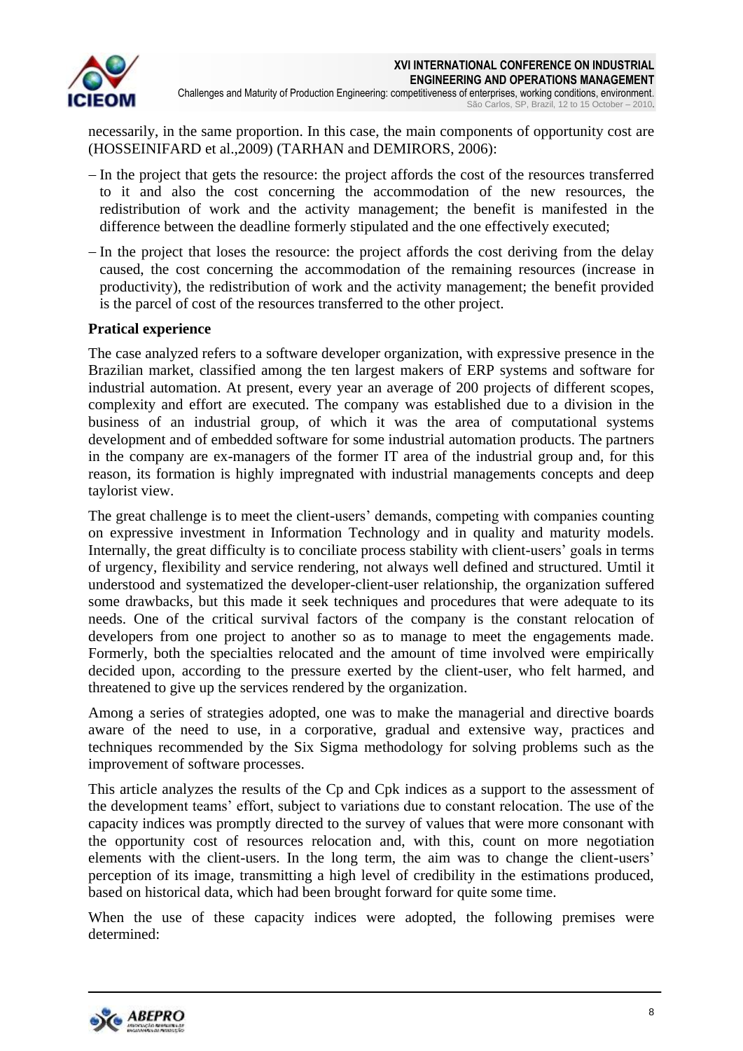necessarily, in the same proportion. In this case, the main components of opportunity cost are (HOSSEINIFARD et al.,2009) (TARHAN and DEMIRORS, 2006):

- In the project that gets the resource: the project affords the cost of the resources transferred to it and also the cost concerning the accommodation of the new resources, the redistribution of work and the activity management; the benefit is manifested in the difference between the deadline formerly stipulated and the one effectively executed;
- In the project that loses the resource: the project affords the cost deriving from the delay caused, the cost concerning the accommodation of the remaining resources (increase in productivity), the redistribution of work and the activity management; the benefit provided is the parcel of cost of the resources transferred to the other project.

**Pratical experience**

The case analyzed refers to a software developer organization, with expressive presence in the Brazilian market, classified among the ten largest makers of ERP systems and software for industrial automation. At present, every year an average of 200 projects of different scopes, complexity and effort are executed. The company was established due to a division in the business of an industrial group, of which it was the area of computational systems development and of embedded software for some industrial automation products. The partners in the company are ex-managers of the former IT area of the industrial group and, for this reason, its formation is highly impregnated with industrial managements concepts and deep taylorist view.

The great challenge is to meet the client-users' demands, competing with companies counting on expressive investment in Information Technology and in quality and maturity models. Internally, the great difficulty is to conciliate process stability with client-users' goals in terms of urgency, flexibility and service rendering, not always well defined and structured. Umtil it understood and systematized the developer-client-user relationship, the organization suffered some drawbacks, but this made it seek techniques and procedures that were adequate to its needs. One of the critical survival factors of the company is the constant relocation of developers from one project to another so as to manage to meet the engagements made. Formerly, both the specialties relocated and the amount of time involved were empirically decided upon, according to the pressure exerted by the client-user, who felt harmed, and threatened to give up the services rendered by the organization.

Among a series of strategies adopted, one was to make the managerial and directive boards aware of the need to use, in a corporative, gradual and extensive way, practices and techniques recommended by the Six Sigma methodology for solving problems such as the improvement of software processes.

This article analyzes the results of the Cp and Cpk indices as a support to the assessment of the development teams' effort, subject to variations due to constant relocation. The use of the capacity indices was promptly directed to the survey of values that were more consonant with the opportunity cost of resources relocation and, with this, count on more negotiation elements with the client-users. In the long term, the aim was to change the client-users' perception of its image, transmitting a high level of credibility in the estimations produced, based on historical data, which had been brought forward for quite some time.

When the use of these capacity indices were adopted, the following premises were determined: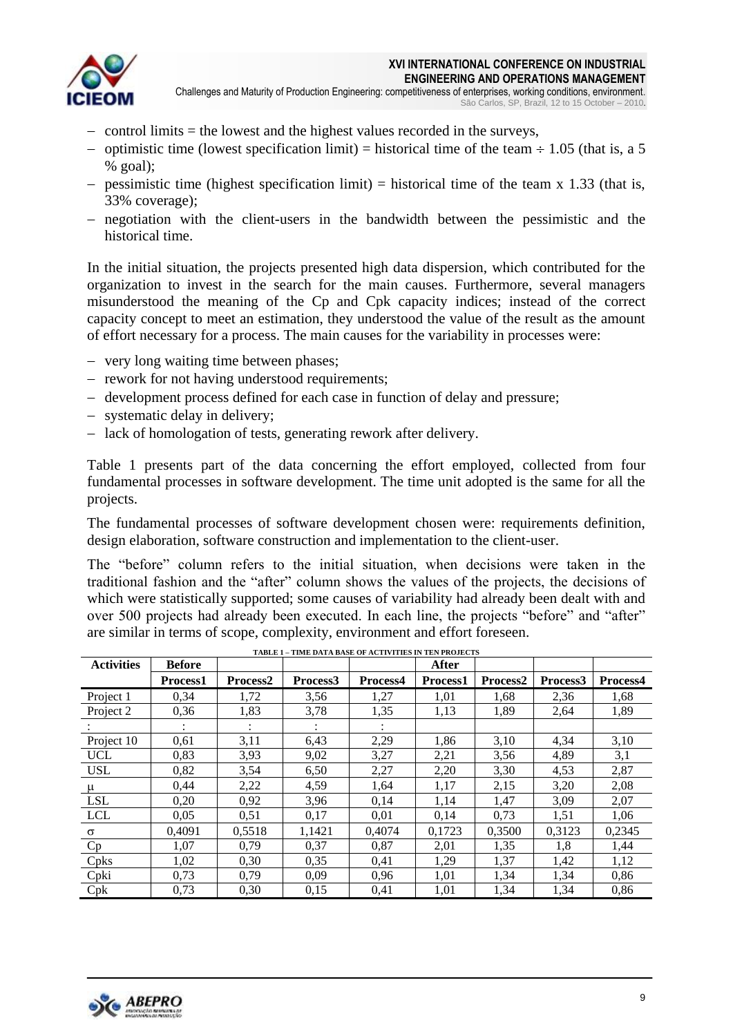- control limits = the lowest and the highest values recorded in the surveys,
- optimistic time (lowest specification limit) = historical time of the team ÷ 1.05 (that is, a 5 % goal);
- pessimistic time (highest specification limit) = historical time of the team x 1.33 (that is, 33% coverage);
- negotiation with the client-users in the bandwidth between the pessimistic and the historical time.

In the initial situation, the projects presented high data dispersion, which contributed for the organization to invest in the search for the main causes. Furthermore, several managers misunderstood the meaning of the Cp and Cpk capacity indices; instead of the correct capacity concept to meet an estimation, they understood the value of the result as the amount of effort necessary for a process. The main causes for the variability in processes were:

- very long waiting time between phases;
- rework for not having understood requirements;
- development process defined for each case in function of delay and pressure;
- systematic delay in delivery;
- lack of homologation of tests, generating rework after delivery.

Table 1 presents part of the data concerning the effort employed, collected from four fundamental processes in software development. The time unit adopted is the same for all the projects.

The fundamental processes of software development chosen were: requirements definition, design elaboration, software construction and implementation to the client-user.

The "before" column refers to the initial situation, when decisions were taken in the traditional fashion and the "after" column shows the values of the projects, the decisions of which were statistically supported; some causes of variability had already been dealt with and over 500 projects had already been executed. In each line, the projects "before" and "after" are similar in terms of scope, complexity, environment and effort foreseen.

TABLE 1 – TIME DATA BASE OF ACTIVITIES IN TEN PROJECTS

| Activities | Before | | | | After | | | |
|---|---|---|---|---|---|---|---|---|
| | Process1 | Process2 | Process3 | Process4 | Process1 | Process2 | Process3 | Process4 |
| Project 1 | 0,34 | 1,72 | 3,56 | 1,27 | 1,01 | 1,68 | 2,36 | 1,68 |
| Project 2 | 0,36 | 1,83 | 3,78 | 1,35 | 1,13 | 1,89 | 2,64 | 1,89 |
| : | : | : | : | : | | | | |
| Project 10 | 0,61 | 3,11 | 6,43 | 2,29 | 1,86 | 3,10 | 4,34 | 3,10 |
| UCL | 0,83 | 3,93 | 9,02 | 3,27 | 2,21 | 3,56 | 4,89 | 3,1 |
| USL | 0,82 | 3,54 | 6,50 | 2,27 | 2,20 | 3,30 | 4,53 | 2,87 |
| μ | 0,44 | 2,22 | 4,59 | 1,64 | 1,17 | 2,15 | 3,20 | 2,08 |
| LSL | 0,20 | 0,92 | 3,96 | 0,14 | 1,14 | 1,47 | 3,09 | 2,07 |
| LCL | 0,05 | 0,51 | 0,17 | 0,01 | 0,14 | 0,73 | 1,51 | 1,06 |
| σ | 0,4091 | 0,5518 | 1,1421 | 0,4074 | 0,1723 | 0,3500 | 0,3123 | 0,2345 |
| Cp | 1,07 | 0,79 | 0,37 | 0,87 | 2,01 | 1,35 | 1,8 | 1,44 |
| Cpks | 1,02 | 0,30 | 0,35 | 0,41 | 1,29 | 1,37 | 1,42 | 1,12 |
| Cpki | 0,73 | 0,79 | 0,09 | 0,96 | 1,01 | 1,34 | 1,34 | 0,86 |
| Cpk | 0,73 | 0,30 | 0,15 | 0,41 | 1,01 | 1,34 | 1,34 | 0,86 |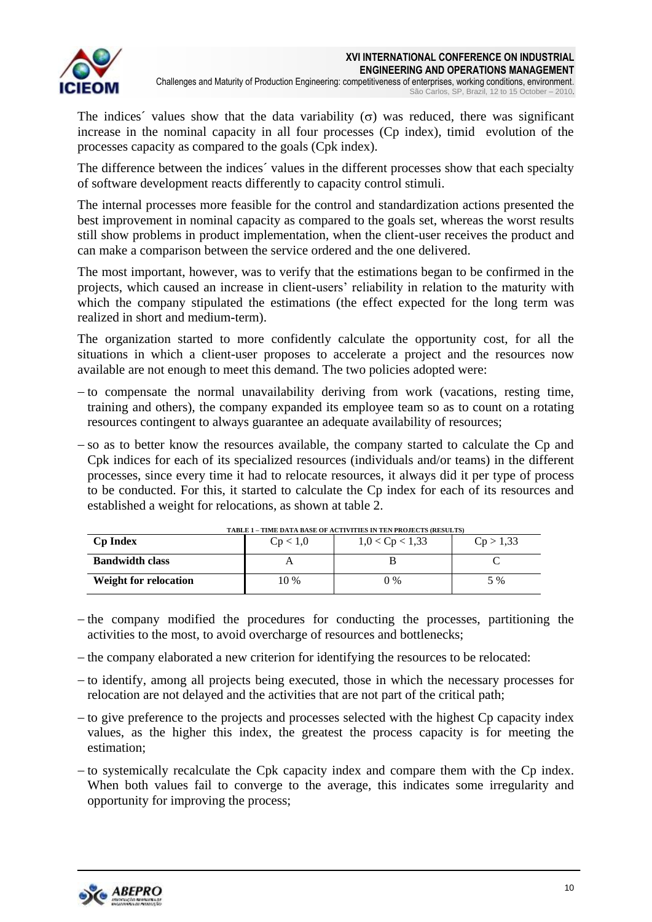The indices´ values show that the data variability (σ) was reduced, there was significant increase in the nominal capacity in all four processes (Cp index), timid evolution of the processes capacity as compared to the goals (Cpk index).

The difference between the indices´ values in the different processes show that each specialty of software development reacts differently to capacity control stimuli.

The internal processes more feasible for the control and standardization actions presented the best improvement in nominal capacity as compared to the goals set, whereas the worst results still show problems in product implementation, when the client-user receives the product and can make a comparison between the service ordered and the one delivered.

The most important, however, was to verify that the estimations began to be confirmed in the projects, which caused an increase in client-users' reliability in relation to the maturity with which the company stipulated the estimations (the effect expected for the long term was realized in short and medium-term).

The organization started to more confidently calculate the opportunity cost, for all the situations in which a client-user proposes to accelerate a project and the resources now available are not enough to meet this demand. The two policies adopted were:

– to compensate the normal unavailability deriving from work (vacations, resting time, training and others), the company expanded its employee team so as to count on a rotating resources contingent to always guarantee an adequate availability of resources;

– so as to better know the resources available, the company started to calculate the Cp and Cpk indices for each of its specialized resources (individuals and/or teams) in the different processes, since every time it had to relocate resources, it always did it per type of process to be conducted. For this, it started to calculate the Cp index for each of its resources and established a weight for relocations, as shown at table 2.

TABLE 1 – TIME DATA BASE OF ACTIVITIES IN TEN PROJECTS (RESULTS)

| **Cp Index** | Cp < 1,0 | 1,0 < Cp < 1,33 | Cp > 1,33 |
|---|---|---|---|
| **Bandwidth class** | A | B | C |
| **Weight for relocation** | 10 % | 0 % | 5 % |

– the company modified the procedures for conducting the processes, partitioning the activities to the most, to avoid overcharge of resources and bottlenecks;

– the company elaborated a new criterion for identifying the resources to be relocated:

– to identify, among all projects being executed, those in which the necessary processes for relocation are not delayed and the activities that are not part of the critical path;

– to give preference to the projects and processes selected with the highest Cp capacity index values, as the higher this index, the greatest the process capacity is for meeting the estimation;

– to systemically recalculate the Cpk capacity index and compare them with the Cp index. When both values fail to converge to the average, this indicates some irregularity and opportunity for improving the process;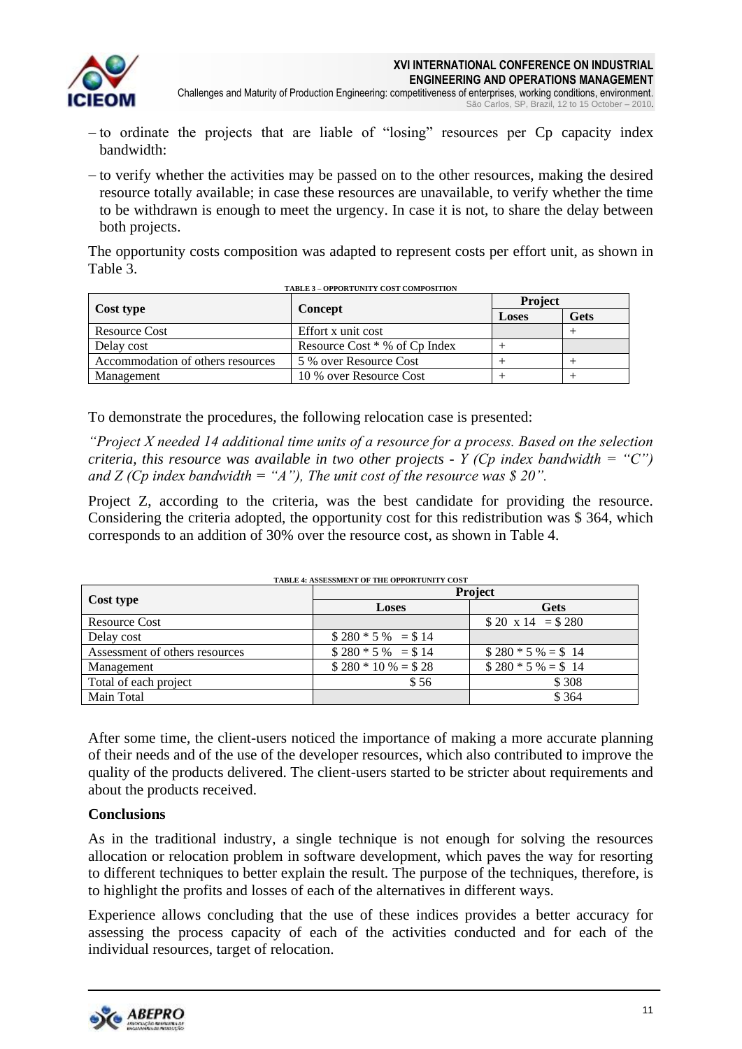– to ordinate the projects that are liable of "losing" resources per Cp capacity index bandwidth:

– to verify whether the activities may be passed on to the other resources, making the desired resource totally available; in case these resources are unavailable, to verify whether the time to be withdrawn is enough to meet the urgency. In case it is not, to share the delay between both projects.

The opportunity costs composition was adapted to represent costs per effort unit, as shown in Table 3.

TABLE 3 – OPPORTUNITY COST COMPOSITION

| Cost type | Concept | Project | |
|---|---|---|---|
| | | Loses | Gets |
| Resource Cost | Effort x unit cost | | + |
| Delay cost | Resource Cost * % of Cp Index | + | |
| Accommodation of others resources | 5 % over Resource Cost | + | + |
| Management | 10 % over Resource Cost | + | + |

To demonstrate the procedures, the following relocation case is presented:

*"Project X needed 14 additional time units of a resource for a process. Based on the selection criteria, this resource was available in two other projects - Y (Cp index bandwidth = "C") and Z (Cp index bandwidth = "A"), The unit cost of the resource was $ 20".*

Project Z, according to the criteria, was the best candidate for providing the resource. Considering the criteria adopted, the opportunity cost for this redistribution was $ 364, which corresponds to an addition of 30% over the resource cost, as shown in Table 4.

TABLE 4: ASSESSMENT OF THE OPPORTUNITY COST

| Cost type | Project | |
|---|---|---|
| | Loses | Gets |
| Resource Cost | | $ 20 x 14 = $ 280 |
| Delay cost | $ 280 * 5 % = $ 14 | |
| Assessment of others resources | $ 280 * 5 % = $ 14 | $ 280 * 5 % = $ 14 |
| Management | $ 280 * 10 % = $ 28 | $ 280 * 5 % = $ 14 |
| Total of each project | $ 56 | $ 308 |
| Main Total | | $ 364 |

After some time, the client-users noticed the importance of making a more accurate planning of their needs and of the use of the developer resources, which also contributed to improve the quality of the products delivered. The client-users started to be stricter about requirements and about the products received.

## Conclusions

As in the traditional industry, a single technique is not enough for solving the resources allocation or relocation problem in software development, which paves the way for resorting to different techniques to better explain the result. The purpose of the techniques, therefore, is to highlight the profits and losses of each of the alternatives in different ways.

Experience allows concluding that the use of these indices provides a better accuracy for assessing the process capacity of each of the activities conducted and for each of the individual resources, target of relocation.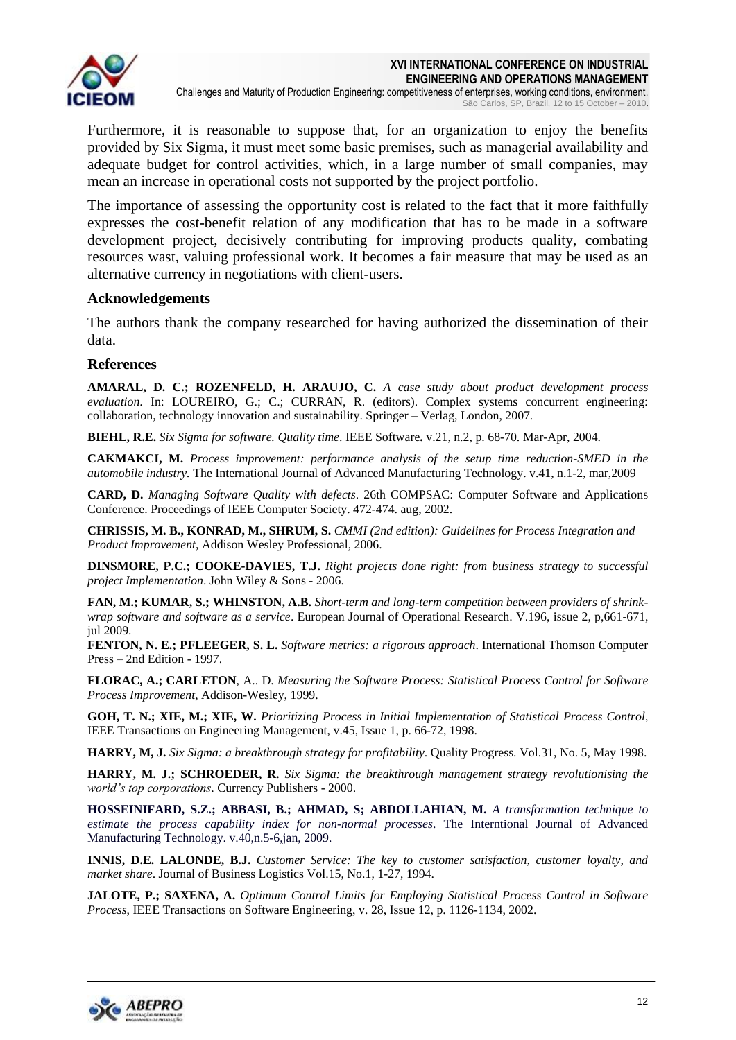Furthermore, it is reasonable to suppose that, for an organization to enjoy the benefits provided by Six Sigma, it must meet some basic premises, such as managerial availability and adequate budget for control activities, which, in a large number of small companies, may mean an increase in operational costs not supported by the project portfolio.

The importance of assessing the opportunity cost is related to the fact that it more faithfully expresses the cost-benefit relation of any modification that has to be made in a software development project, decisively contributing for improving products quality, combating resources wast, valuing professional work. It becomes a fair measure that may be used as an alternative currency in negotiations with client-users.

### Acknowledgements

The authors thank the company researched for having authorized the dissemination of their data.

### References

**AMARAL, D. C.; ROZENFELD, H. ARAUJO, C.** *A case study about product development process evaluation*. In: LOUREIRO, G.; C.; CURRAN, R. (editors). Complex systems concurrent engineering: collaboration, technology innovation and sustainability. Springer – Verlag, London, 2007.

**BIEHL, R.E.** *Six Sigma for software. Quality time*. IEEE Software**.** v.21, n.2, p. 68-70. Mar-Apr, 2004.

**CAKMAKCI, M.** *Process improvement: performance analysis of the setup time reduction-SMED in the automobile industry.* The International Journal of Advanced Manufacturing Technology. v.41, n.1-2, mar,2009

**CARD, D.** *Managing Software Quality with defects*. 26th COMPSAC: Computer Software and Applications Conference. Proceedings of IEEE Computer Society. 472-474. aug, 2002.

**CHRISSIS, M. B., KONRAD, M., SHRUM, S.** *CMMI (2nd edition): Guidelines for Process Integration and Product Improvement*, Addison Wesley Professional, 2006.

**DINSMORE, P.C.; COOKE-DAVIES, T.J.** *Right projects done right: from business strategy to successful project Implementation*. John Wiley & Sons - 2006.

**FAN, M.; KUMAR, S.; WHINSTON, A.B.** *Short-term and long-term competition between providers of shrink-wrap software and software as a service*. European Journal of Operational Research. V.196, issue 2, p,661-671, jul 2009.

**FENTON, N. E.; PFLEEGER, S. L.** *Software metrics: a rigorous approach*. International Thomson Computer Press – 2nd Edition - 1997.

**FLORAC, A.; CARLETON**, A.. D. *Measuring the Software Process: Statistical Process Control for Software Process Improvement*, Addison-Wesley, 1999.

**GOH, T. N.; XIE, M.; XIE, W.** *Prioritizing Process in Initial Implementation of Statistical Process Control*, IEEE Transactions on Engineering Management, v.45, Issue 1, p. 66-72, 1998.

**HARRY, M, J.** *Six Sigma: a breakthrough strategy for profitability*. Quality Progress. Vol.31, No. 5, May 1998.

**HARRY, M. J.; SCHROEDER, R.** *Six Sigma: the breakthrough management strategy revolutionising the world's top corporations*. Currency Publishers - 2000.

**HOSSEINIFARD, S.Z.; ABBASI, B.; AHMAD, S; ABDOLLAHIAN, M.** *A transformation technique to estimate the process capability index for non-normal processes*. The Interntional Journal of Advanced Manufacturing Technology. v.40,n.5-6,jan, 2009.

**INNIS, D.E. LALONDE, B.J.** *Customer Service: The key to customer satisfaction, customer loyalty, and market share*. Journal of Business Logistics Vol.15, No.1, 1-27, 1994.

**JALOTE, P.; SAXENA, A.** *Optimum Control Limits for Employing Statistical Process Control in Software Process*, IEEE Transactions on Software Engineering, v. 28, Issue 12, p. 1126-1134, 2002.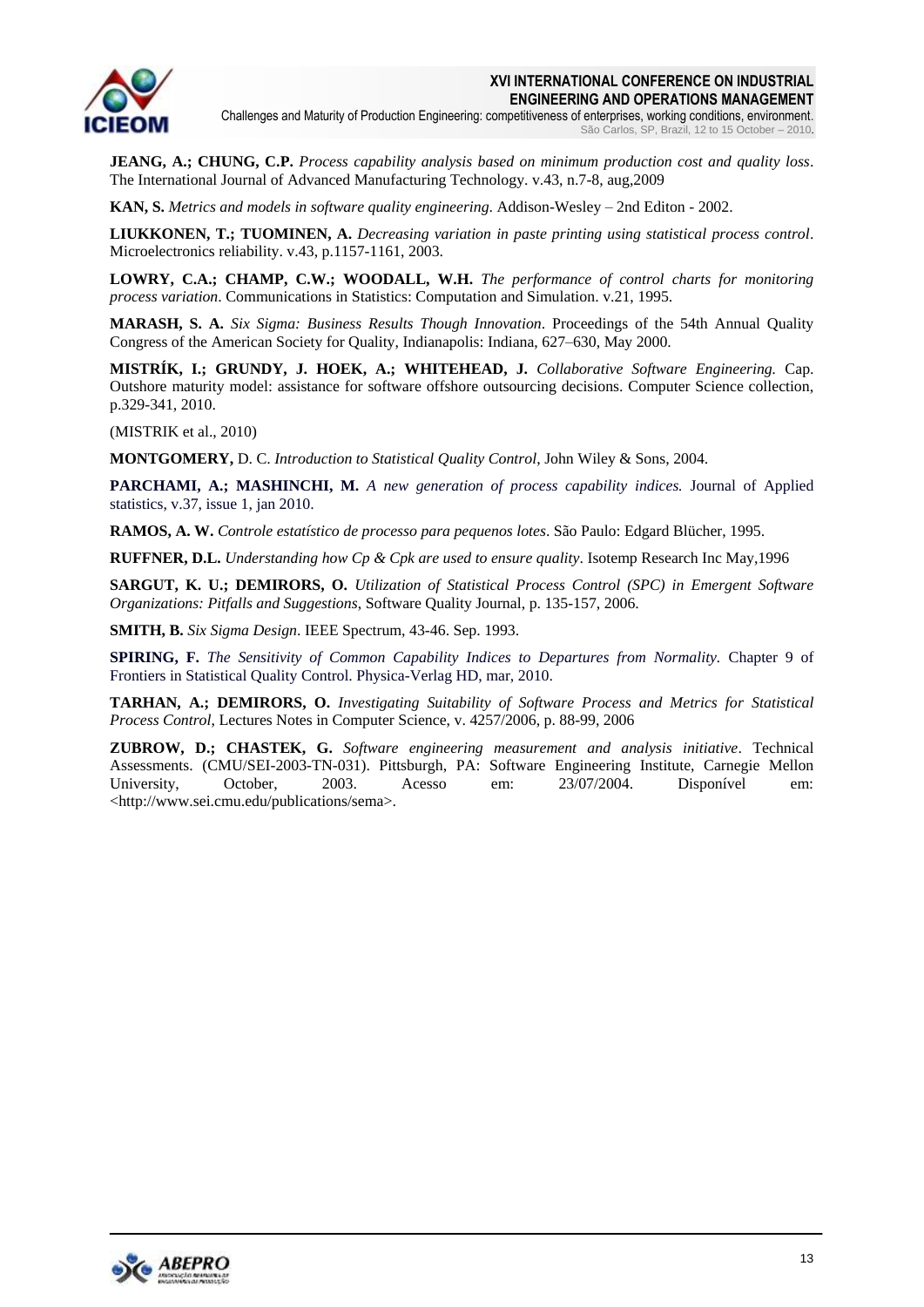**JEANG, A.; CHUNG, C.P.** *Process capability analysis based on minimum production cost and quality loss*. The International Journal of Advanced Manufacturing Technology. v.43, n.7-8, aug,2009

**KAN, S.** *Metrics and models in software quality engineering.* Addison-Wesley – 2nd Editon - 2002.

**LIUKKONEN, T.; TUOMINEN, A.** *Decreasing variation in paste printing using statistical process control*. Microelectronics reliability. v.43, p.1157-1161, 2003.

**LOWRY, C.A.; CHAMP, C.W.; WOODALL, W.H.** *The performance of control charts for monitoring process variation*. Communications in Statistics: Computation and Simulation. v.21, 1995.

**MARASH, S. A.** *Six Sigma: Business Results Though Innovation*. Proceedings of the 54th Annual Quality Congress of the American Society for Quality, Indianapolis: Indiana, 627–630, May 2000.

**MISTRÍK, I.; GRUNDY, J. HOEK, A.; WHITEHEAD, J.** *Collaborative Software Engineering.* Cap. Outshore maturity model: assistance for software offshore outsourcing decisions. Computer Science collection, p.329-341, 2010.

(MISTRIK et al., 2010)

**MONTGOMERY,** D. C. *Introduction to Statistical Quality Control*, John Wiley & Sons, 2004.

**PARCHAMI, A.; MASHINCHI, M.** *A new generation of process capability indices.* Journal of Applied statistics, v.37, issue 1, jan 2010.

**RAMOS, A. W.** *Controle estatístico de processo para pequenos lotes*. São Paulo: Edgard Blücher, 1995.

**RUFFNER, D.L.** *Understanding how Cp & Cpk are used to ensure quality*. Isotemp Research Inc May,1996

**SARGUT, K. U.; DEMIRORS, O.** *Utilization of Statistical Process Control (SPC) in Emergent Software Organizations: Pitfalls and Suggestions*, Software Quality Journal, p. 135-157, 2006.

**SMITH, B.** *Six Sigma Design*. IEEE Spectrum, 43-46. Sep. 1993.

**SPIRING, F.** *The Sensitivity of Common Capability Indices to Departures from Normality.* Chapter 9 of Frontiers in Statistical Quality Control. Physica-Verlag HD, mar, 2010.

**TARHAN, A.; DEMIRORS, O.** *Investigating Suitability of Software Process and Metrics for Statistical Process Control*, Lectures Notes in Computer Science, v. 4257/2006, p. 88-99, 2006

**ZUBROW, D.; CHASTEK, G.** *Software engineering measurement and analysis initiative*. Technical Assessments. (CMU/SEI-2003-TN-031). Pittsburgh, PA: Software Engineering Institute, Carnegie Mellon University, October, 2003. Acesso em: 23/07/2004. Disponível em: <http://www.sei.cmu.edu/publications/sema>.